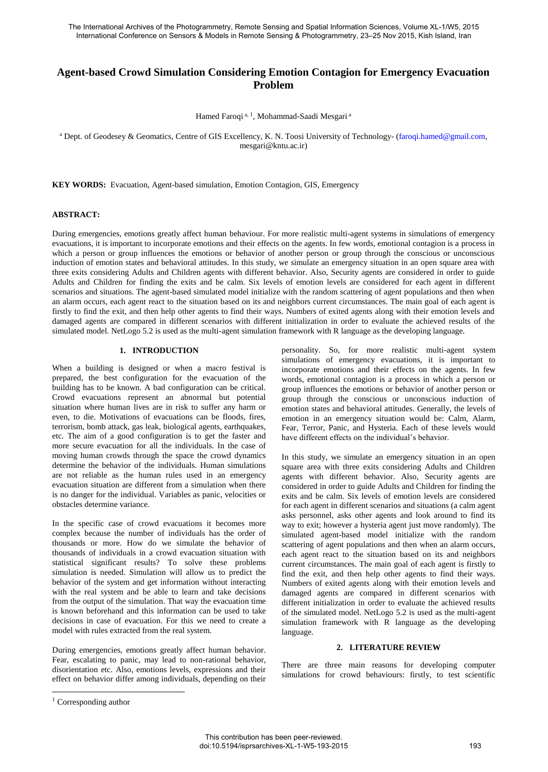# Agent-based Crowd Simulation Considering Emotion Contagion for Emergency Evacuation Problem

Hamed Faroqi [a, 1], Mohammad-Saadi Mesgari [a]

[a] Dept. of Geodesey & Geomatics, Centre of GIS Excellency, K. N. Toosi University of Technology- (faroqi.hamed@gmail.com, mesgari@kntu.ac.ir)

**KEY WORDS:** Evacuation, Agent-based simulation, Emotion Contagion, GIS, Emergency

**ABSTRACT:**

During emergencies, emotions greatly affect human behaviour. For more realistic multi-agent systems in simulations of emergency evacuations, it is important to incorporate emotions and their effects on the agents. In few words, emotional contagion is a process in which a person or group influences the emotions or behavior of another person or group through the conscious or unconscious induction of emotion states and behavioral attitudes. In this study, we simulate an emergency situation in an open square area with three exits considering Adults and Children agents with different behavior. Also, Security agents are considered in order to guide Adults and Children for finding the exits and be calm. Six levels of emotion levels are considered for each agent in different scenarios and situations. The agent-based simulated model initialize with the random scattering of agent populations and then when an alarm occurs, each agent react to the situation based on its and neighbors current circumstances. The main goal of each agent is firstly to find the exit, and then help other agents to find their ways. Numbers of exited agents along with their emotion levels and damaged agents are compared in different scenarios with different initialization in order to evaluate the achieved results of the simulated model. NetLogo 5.2 is used as the multi-agent simulation framework with R language as the developing language.

## 1. INTRODUCTION

When a building is designed or when a macro festival is prepared, the best configuration for the evacuation of the building has to be known. A bad configuration can be critical. Crowd evacuations represent an abnormal but potential situation where human lives are in risk to suffer any harm or even, to die. Motivations of evacuations can be floods, fires, terrorism, bomb attack, gas leak, biological agents, earthquakes, etc. The aim of a good configuration is to get the faster and more secure evacuation for all the individuals. In the case of moving human crowds through the space the crowd dynamics determine the behavior of the individuals. Human simulations are not reliable as the human rules used in an emergency evacuation situation are different from a simulation when there is no danger for the individual. Variables as panic, velocities or obstacles determine variance.

In the specific case of crowd evacuations it becomes more complex because the number of individuals has the order of thousands or more. How do we simulate the behavior of thousands of individuals in a crowd evacuation situation with statistical significant results? To solve these problems simulation is needed. Simulation will allow us to predict the behavior of the system and get information without interacting with the real system and be able to learn and take decisions from the output of the simulation. That way the evacuation time is known beforehand and this information can be used to take decisions in case of evacuation. For this we need to create a model with rules extracted from the real system.

During emergencies, emotions greatly affect human behavior. Fear, escalating to panic, may lead to non-rational behavior, disorientation etc. Also, emotions levels, expressions and their effect on behavior differ among individuals, depending on their personality. So, for more realistic multi-agent system simulations of emergency evacuations, it is important to incorporate emotions and their effects on the agents. In few words, emotional contagion is a process in which a person or group influences the emotions or behavior of another person or group through the conscious or unconscious induction of emotion states and behavioral attitudes. Generally, the levels of emotion in an emergency situation would be: Calm, Alarm, Fear, Terror, Panic, and Hysteria. Each of these levels would have different effects on the individual's behavior.

In this study, we simulate an emergency situation in an open square area with three exits considering Adults and Children agents with different behavior. Also, Security agents are considered in order to guide Adults and Children for finding the exits and be calm. Six levels of emotion levels are considered for each agent in different scenarios and situations (a calm agent asks personnel, asks other agents and look around to find its way to exit; however a hysteria agent just move randomly). The simulated agent-based model initialize with the random scattering of agent populations and then when an alarm occurs, each agent react to the situation based on its and neighbors current circumstances. The main goal of each agent is firstly to find the exit, and then help other agents to find their ways. Numbers of exited agents along with their emotion levels and damaged agents are compared in different scenarios with different initialization in order to evaluate the achieved results of the simulated model. NetLogo 5.2 is used as the multi-agent simulation framework with R language as the developing language.

## 2. LITERATURE REVIEW

There are three main reasons for developing computer simulations for crowd behaviours: firstly, to test scientific

[1] Corresponding author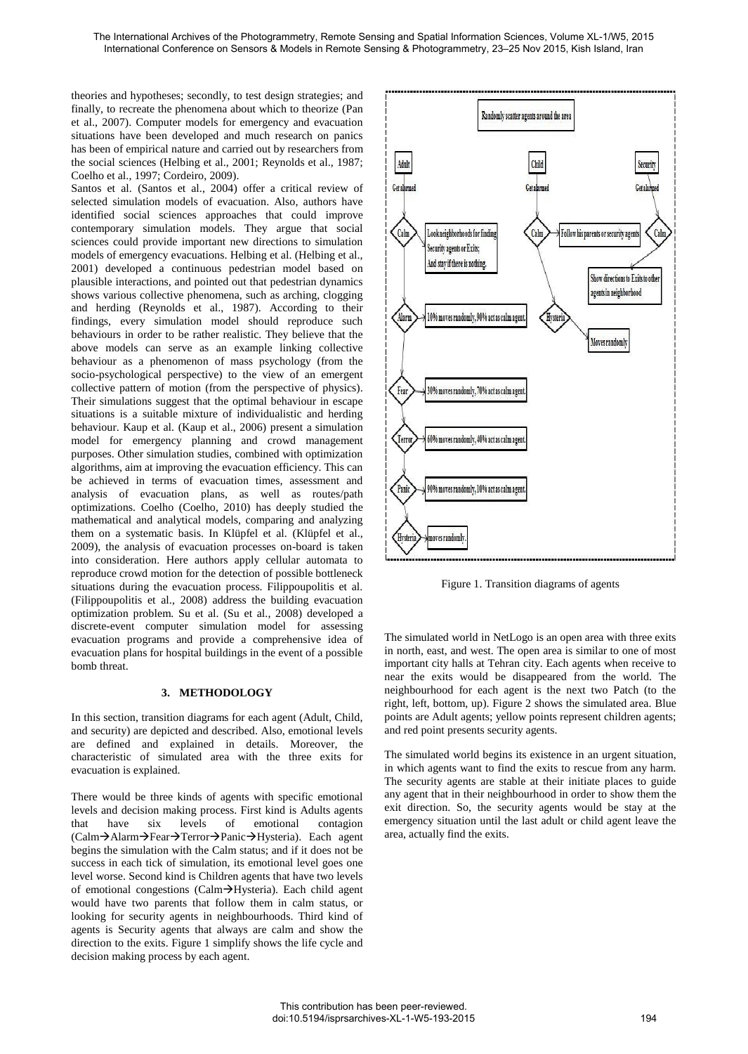theories and hypotheses; secondly, to test design strategies; and finally, to recreate the phenomena about which to theorize (Pan et al., 2007). Computer models for emergency and evacuation situations have been developed and much research on panics has been of empirical nature and carried out by researchers from the social sciences (Helbing et al., 2001; Reynolds et al., 1987; Coelho et al., 1997; Cordeiro, 2009).

Santos et al. (Santos et al., 2004) offer a critical review of selected simulation models of evacuation. Also, authors have identified social sciences approaches that could improve contemporary simulation models. They argue that social sciences could provide important new directions to simulation models of emergency evacuations. Helbing et al. (Helbing et al., 2001) developed a continuous pedestrian model based on plausible interactions, and pointed out that pedestrian dynamics shows various collective phenomena, such as arching, clogging and herding (Reynolds et al., 1987). According to their findings, every simulation model should reproduce such behaviours in order to be rather realistic. They believe that the above models can serve as an example linking collective behaviour as a phenomenon of mass psychology (from the socio-psychological perspective) to the view of an emergent collective pattern of motion (from the perspective of physics). Their simulations suggest that the optimal behaviour in escape situations is a suitable mixture of individualistic and herding behaviour. Kaup et al. (Kaup et al., 2006) present a simulation model for emergency planning and crowd management purposes. Other simulation studies, combined with optimization algorithms, aim at improving the evacuation efficiency. This can be achieved in terms of evacuation times, assessment and analysis of evacuation plans, as well as routes/path optimizations. Coelho (Coelho, 2010) has deeply studied the mathematical and analytical models, comparing and analyzing them on a systematic basis. In Klüpfel et al. (Klüpfel et al., 2009), the analysis of evacuation processes on-board is taken into consideration. Here authors apply cellular automata to reproduce crowd motion for the detection of possible bottleneck situations during the evacuation process. Filippoupolitis et al. (Filippoupolitis et al., 2008) address the building evacuation optimization problem. Su et al. (Su et al., 2008) developed a discrete-event computer simulation model for assessing evacuation programs and provide a comprehensive idea of evacuation plans for hospital buildings in the event of a possible bomb threat.

## 3. METHODOLOGY

In this section, transition diagrams for each agent (Adult, Child, and security) are depicted and described. Also, emotional levels are defined and explained in details. Moreover, the characteristic of simulated area with the three exits for evacuation is explained.

There would be three kinds of agents with specific emotional levels and decision making process. First kind is Adults agents that have six levels of emotional contagion (Calm→Alarm→Fear→Terror→Panic→Hysteria). Each agent begins the simulation with the Calm status; and if it does not be success in each tick of simulation, its emotional level goes one level worse. Second kind is Children agents that have two levels of emotional congestions (Calm→Hysteria). Each child agent would have two parents that follow them in calm status, or looking for security agents in neighbourhoods. Third kind of agents is Security agents that always are calm and show the direction to the exits. Figure 1 simplify shows the life cycle and decision making process by each agent.

Randomly scatter agents around the area

Adult — Get alarmed — Calm: Look neighborhoods for finding Security agents or Exits; And stay if there is nothing. — Alarm: 10% moves randomly, 90% act as calm agent. — Fear: 30% moves randomly, 70% act as calm agent. — Terror: 60% moves randomly, 40% act as calm agent. — Panic: 90% moves randomly, 10% act as calm agent. — Hysteria: moves randomly.

Child — Get alarmed — Calm: Follow his parents or security agents — Hysteria: Moves randomly

Security — Get alarmed — Calm: Show directions to Exits to other agents in neighborhood

Figure 1. Transition diagrams of agents

The simulated world in NetLogo is an open area with three exits in north, east, and west. The open area is similar to one of most important city halls at Tehran city. Each agents when receive to near the exits would be disappeared from the world. The neighbourhood for each agent is the next two Patch (to the right, left, bottom, up). Figure 2 shows the simulated area. Blue points are Adult agents; yellow points represent children agents; and red point presents security agents.

The simulated world begins its existence in an urgent situation, in which agents want to find the exits to rescue from any harm. The security agents are stable at their initiate places to guide any agent that in their neighbourhood in order to show them the exit direction. So, the security agents would be stay at the emergency situation until the last adult or child agent leave the area, actually find the exits.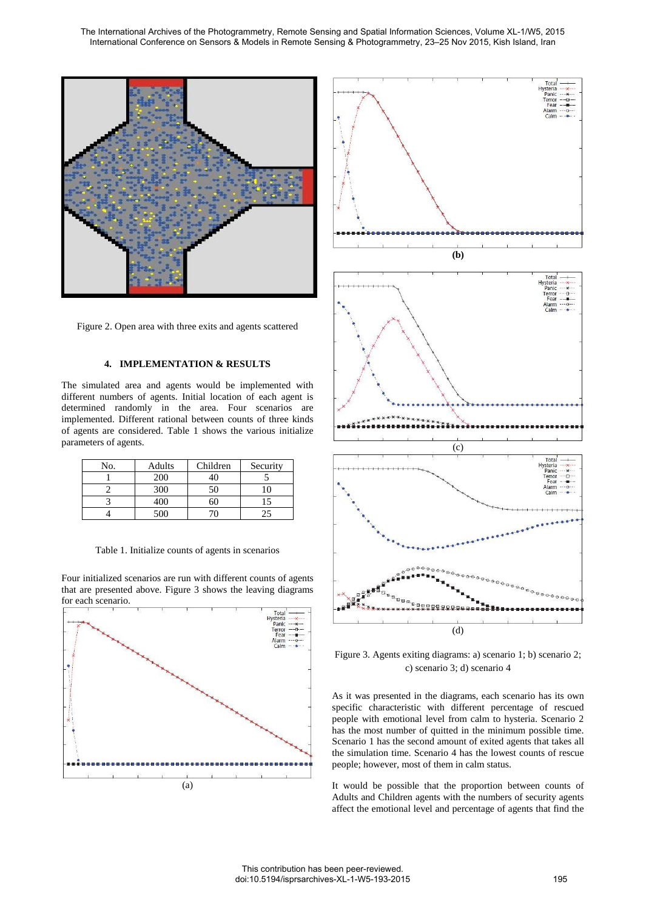Figure 2. Open area with three exits and agents scattered

## 4. IMPLEMENTATION & RESULTS

The simulated area and agents would be implemented with different numbers of agents. Initial location of each agent is determined randomly in the area. Four scenarios are implemented. Different rational between counts of three kinds of agents are considered. Table 1 shows the various initialize parameters of agents.

| No. | Adults | Children | Security |
|---|---|---|---|
| 1 | 200 | 40 | 5 |
| 2 | 300 | 50 | 10 |
| 3 | 400 | 60 | 15 |
| 4 | 500 | 70 | 25 |

Table 1. Initialize counts of agents in scenarios

Four initialized scenarios are run with different counts of agents that are presented above. Figure 3 shows the leaving diagrams for each scenario.

Figure 3. Agents exiting diagrams: a) scenario 1; b) scenario 2; c) scenario 3; d) scenario 4

As it was presented in the diagrams, each scenario has its own specific characteristic with different percentage of rescued people with emotional level from calm to hysteria. Scenario 2 has the most number of quitted in the minimum possible time. Scenario 1 has the second amount of exited agents that takes all the simulation time. Scenario 4 has the lowest counts of rescue people; however, most of them in calm status.

It would be possible that the proportion between counts of Adults and Children agents with the numbers of security agents affect the emotional level and percentage of agents that find the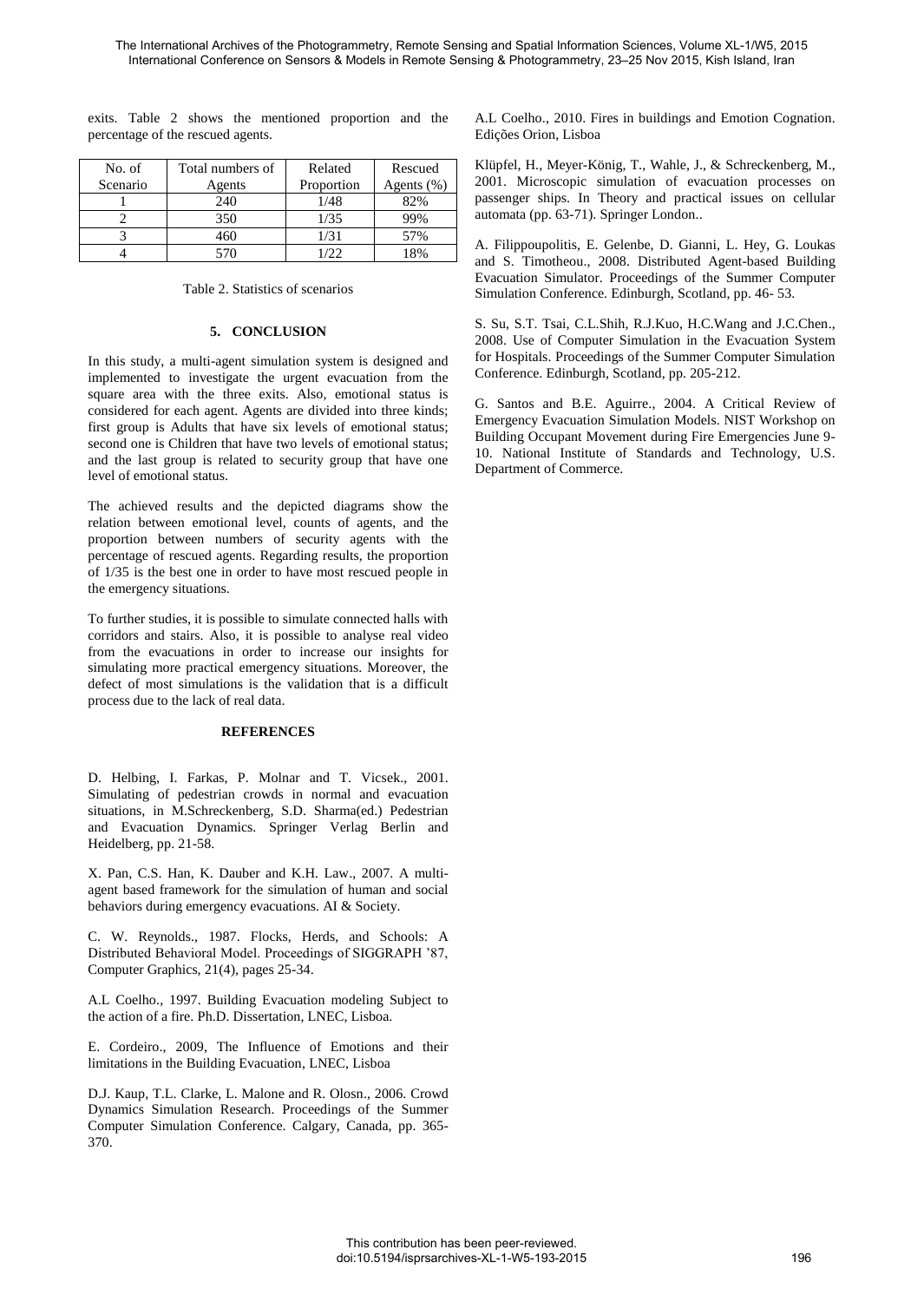exits. Table 2 shows the mentioned proportion and the percentage of the rescued agents.

| No. of Scenario | Total numbers of Agents | Related Proportion | Rescued Agents (%) |
|---|---|---|---|
| 1 | 240 | 1/48 | 82% |
| 2 | 350 | 1/35 | 99% |
| 3 | 460 | 1/31 | 57% |
| 4 | 570 | 1/22 | 18% |

Table 2. Statistics of scenarios

## 5. CONCLUSION

In this study, a multi-agent simulation system is designed and implemented to investigate the urgent evacuation from the square area with the three exits. Also, emotional status is considered for each agent. Agents are divided into three kinds; first group is Adults that have six levels of emotional status; second one is Children that have two levels of emotional status; and the last group is related to security group that have one level of emotional status.

The achieved results and the depicted diagrams show the relation between emotional level, counts of agents, and the proportion between numbers of security agents with the percentage of rescued agents. Regarding results, the proportion of 1/35 is the best one in order to have most rescued people in the emergency situations.

To further studies, it is possible to simulate connected halls with corridors and stairs. Also, it is possible to analyse real video from the evacuations in order to increase our insights for simulating more practical emergency situations. Moreover, the defect of most simulations is the validation that is a difficult process due to the lack of real data.

## REFERENCES

D. Helbing, I. Farkas, P. Molnar and T. Vicsek., 2001. Simulating of pedestrian crowds in normal and evacuation situations, in M.Schreckenberg, S.D. Sharma(ed.) Pedestrian and Evacuation Dynamics. Springer Verlag Berlin and Heidelberg, pp. 21-58.

X. Pan, C.S. Han, K. Dauber and K.H. Law., 2007. A multi-agent based framework for the simulation of human and social behaviors during emergency evacuations. AI & Society.

C. W. Reynolds., 1987. Flocks, Herds, and Schools: A Distributed Behavioral Model. Proceedings of SIGGRAPH '87, Computer Graphics, 21(4), pages 25-34.

A.L Coelho., 1997. Building Evacuation modeling Subject to the action of a fire. Ph.D. Dissertation, LNEC, Lisboa.

E. Cordeiro., 2009, The Influence of Emotions and their limitations in the Building Evacuation, LNEC, Lisboa

D.J. Kaup, T.L. Clarke, L. Malone and R. Olosn., 2006. Crowd Dynamics Simulation Research. Proceedings of the Summer Computer Simulation Conference. Calgary, Canada, pp. 365-370.

A.L Coelho., 2010. Fires in buildings and Emotion Cognation. Edições Orion, Lisboa

Klüpfel, H., Meyer-König, T., Wahle, J., & Schreckenberg, M., 2001. Microscopic simulation of evacuation processes on passenger ships. In Theory and practical issues on cellular automata (pp. 63-71). Springer London..

A. Filippoupolitis, E. Gelenbe, D. Gianni, L. Hey, G. Loukas and S. Timotheou., 2008. Distributed Agent-based Building Evacuation Simulator. Proceedings of the Summer Computer Simulation Conference. Edinburgh, Scotland, pp. 46- 53.

S. Su, S.T. Tsai, C.L.Shih, R.J.Kuo, H.C.Wang and J.C.Chen., 2008. Use of Computer Simulation in the Evacuation System for Hospitals. Proceedings of the Summer Computer Simulation Conference. Edinburgh, Scotland, pp. 205-212.

G. Santos and B.E. Aguirre., 2004. A Critical Review of Emergency Evacuation Simulation Models. NIST Workshop on Building Occupant Movement during Fire Emergencies June 9-10. National Institute of Standards and Technology, U.S. Department of Commerce.